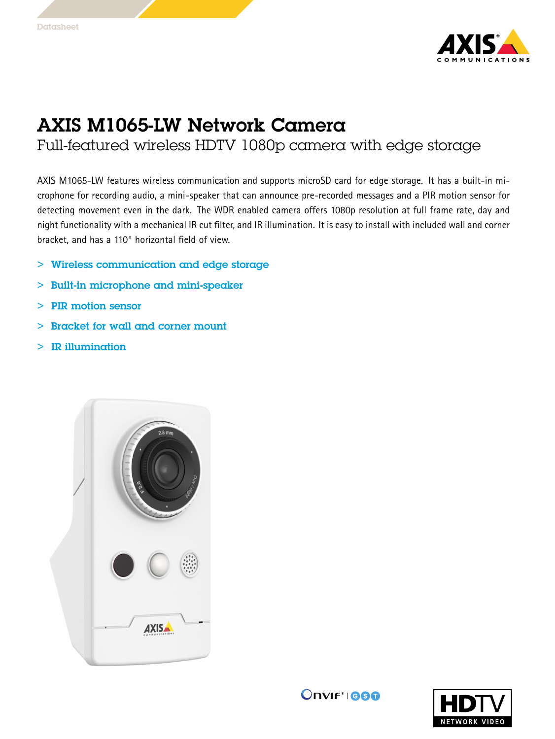Datasheet

# AXIS M1065-LW Network Camera

## Full-featured wireless HDTV 1080p camera with edge storage

AXIS M1065-LW features wireless communication and supports microSD card for edge storage. It has a built-in microphone for recording audio, a mini-speaker that can announce pre-recorded messages and a PIR motion sensor for detecting movement even in the dark. The WDR enabled camera offers 1080p resolution at full frame rate, day and night functionality with a mechanical IR cut filter, and IR illumination. It is easy to install with included wall and corner bracket, and has a 110° horizontal field of view.

> **Wireless communication and edge storage**

> **Built-in microphone and mini-speaker**

> **PIR motion sensor**

> **Bracket for wall and corner mount**

> **IR illumination**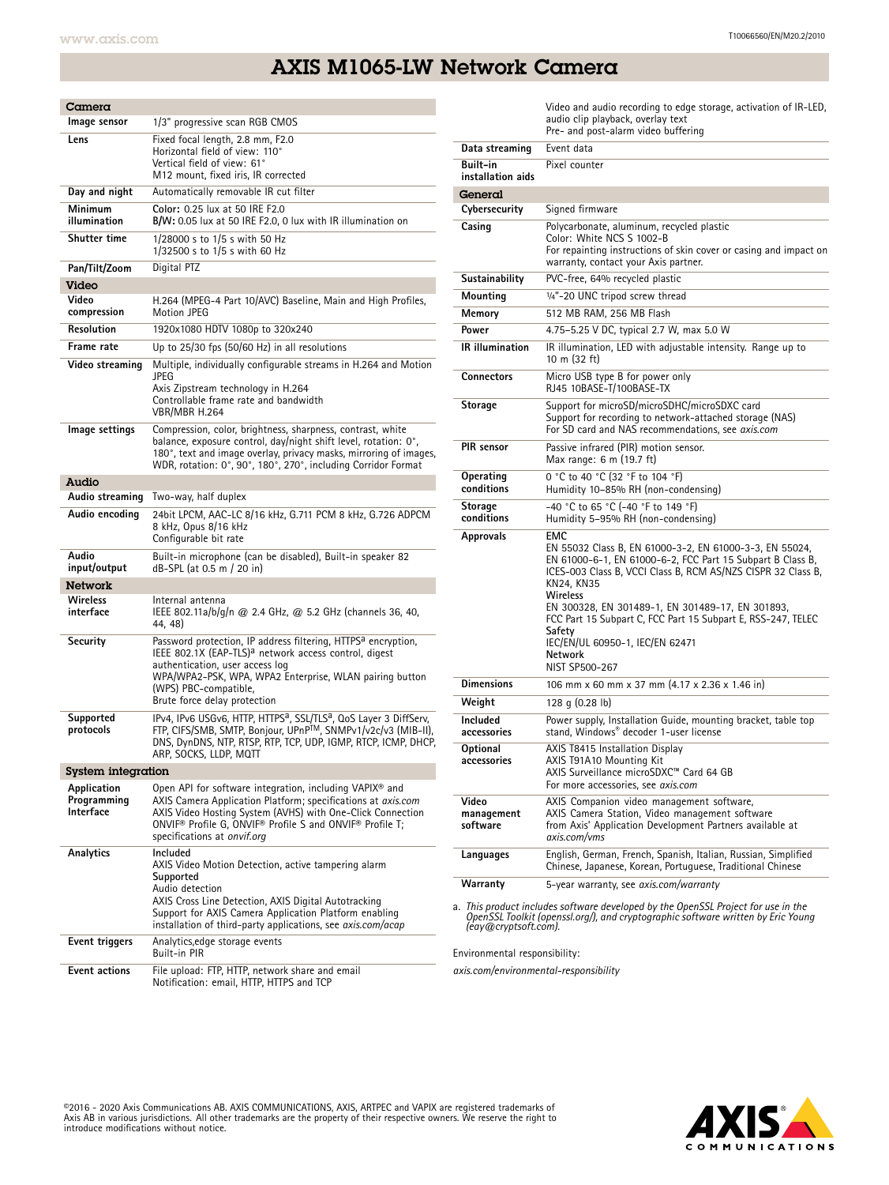# AXIS M1065-LW Network Camera

## Camera

| | |
|---|---|
| Image sensor | 1/3" progressive scan RGB CMOS |
| Lens | Fixed focal length, 2.8 mm, F2.0<br>Horizontal field of view: 110°<br>Vertical field of view: 61°<br>M12 mount, fixed iris, IR corrected |
| Day and night | Automatically removable IR cut filter |
| Minimum illumination | **Color:** 0.25 lux at 50 IRE F2.0<br>**B/W:** 0.05 lux at 50 IRE F2.0, 0 lux with IR illumination on |
| Shutter time | 1/28000 s to 1/5 s with 50 Hz<br>1/32500 s to 1/5 s with 60 Hz |
| Pan/Tilt/Zoom | Digital PTZ |

## Video

| | |
|---|---|
| Video compression | H.264 (MPEG-4 Part 10/AVC) Baseline, Main and High Profiles, Motion JPEG |
| Resolution | 1920x1080 HDTV 1080p to 320x240 |
| Frame rate | Up to 25/30 fps (50/60 Hz) in all resolutions |
| Video streaming | Multiple, individually configurable streams in H.264 and Motion JPEG<br>Axis Zipstream technology in H.264<br>Controllable frame rate and bandwidth<br>VBR/MBR H.264 |
| Image settings | Compression, color, brightness, sharpness, contrast, white balance, exposure control, day/night shift level, rotation: 0°, 180°, text and image overlay, privacy masks, mirroring of images, WDR, rotation: 0°, 90°, 180°, 270°, including Corridor Format |

## Audio

| | |
|---|---|
| Audio streaming | Two-way, half duplex |
| Audio encoding | 24bit LPCM, AAC-LC 8/16 kHz, G.711 PCM 8 kHz, G.726 ADPCM 8 kHz, Opus 8/16 kHz<br>Configurable bit rate |
| Audio input/output | Built-in microphone (can be disabled), Built-in speaker 82 dB-SPL (at 0.5 m / 20 in) |

## Network

| | |
|---|---|
| Wireless interface | Internal antenna<br>IEEE 802.11a/b/g/n @ 2.4 GHz, @ 5.2 GHz (channels 36, 40, 44, 48) |
| Security | Password protection, IP address filtering, HTTPS[a] encryption, IEEE 802.1X (EAP-TLS)[a] network access control, digest authentication, user access log<br>WPA/WPA2-PSK, WPA, WPA2 Enterprise, WLAN pairing button (WPS) PBC-compatible,<br>Brute force delay protection |
| Supported protocols | IPv4, IPv6 USGv6, HTTP, HTTPS[a], SSL/TLS[a], QoS Layer 3 DiffServ, FTP, CIFS/SMB, SMTP, Bonjour, UPnP™, SNMPv1/v2c/v3 (MIB-II), DNS, DynDNS, NTP, RTSP, RTP, TCP, UDP, IGMP, RTCP, ICMP, DHCP, ARP, SOCKS, LLDP, MQTT |

## System integration

| | |
|---|---|
| Application Programming Interface | Open API for software integration, including VAPIX® and AXIS Camera Application Platform; specifications at *axis.com*<br>AXIS Video Hosting System (AVHS) with One-Click Connection<br>ONVIF® Profile G, ONVIF® Profile S and ONVIF® Profile T; specifications at *onvif.org* |
| Analytics | **Included**<br>AXIS Video Motion Detection, active tampering alarm<br>**Supported**<br>Audio detection<br>AXIS Cross Line Detection, AXIS Digital Autotracking<br>Support for AXIS Camera Application Platform enabling installation of third-party applications, see *axis.com/acap* |
| Event triggers | Analytics,edge storage events<br>Built-in PIR |
| Event actions | File upload: FTP, HTTP, network share and email<br>Notification: email, HTTP, HTTPS and TCP<br>Video and audio recording to edge storage, activation of IR-LED, audio clip playback, overlay text<br>Pre- and post-alarm video buffering |
| Data streaming | Event data |
| Built-in installation aids | Pixel counter |

## General

| | |
|---|---|
| Cybersecurity | Signed firmware |
| Casing | Polycarbonate, aluminum, recycled plastic<br>Color: White NCS S 1002-B<br>For repainting instructions of skin cover or casing and impact on warranty, contact your Axis partner. |
| Sustainability | PVC-free, 64% recycled plastic |
| Mounting | ¼"-20 UNC tripod screw thread |
| Memory | 512 MB RAM, 256 MB Flash |
| Power | 4.75–5.25 V DC, typical 2.7 W, max 5.0 W |
| IR illumination | IR illumination, LED with adjustable intensity. Range up to 10 m (32 ft) |
| Connectors | Micro USB type B for power only<br>RJ45 10BASE-T/100BASE-TX |
| Storage | Support for microSD/microSDHC/microSDXC card<br>Support for recording to network-attached storage (NAS)<br>For SD card and NAS recommendations, see *axis.com* |
| PIR sensor | Passive infrared (PIR) motion sensor.<br>Max range: 6 m (19.7 ft) |
| Operating conditions | 0 °C to 40 °C (32 °F to 104 °F)<br>Humidity 10–85% RH (non-condensing) |
| Storage conditions | -40 °C to 65 °C (-40 °F to 149 °F)<br>Humidity 5–95% RH (non-condensing) |
| Approvals | **EMC**<br>EN 55032 Class B, EN 61000-3-2, EN 61000-3-3, EN 55024, EN 61000-6-1, EN 61000-6-2, FCC Part 15 Subpart B Class B, ICES-003 Class B, VCCI Class B, RCM AS/NZS CISPR 32 Class B, KN24, KN35<br>**Wireless**<br>EN 300328, EN 301489-1, EN 301489-17, EN 301893, FCC Part 15 Subpart C, FCC Part 15 Subpart E, RSS-247, TELEC<br>**Safety**<br>IEC/EN/UL 60950-1, IEC/EN 62471<br>**Network**<br>NIST SP500-267 |
| Dimensions | 106 mm x 60 mm x 37 mm (4.17 x 2.36 x 1.46 in) |
| Weight | 128 g (0.28 lb) |
| Included accessories | Power supply, Installation Guide, mounting bracket, table top stand, Windows® decoder 1-user license |
| Optional accessories | AXIS T8415 Installation Display<br>AXIS T91A10 Mounting Kit<br>AXIS Surveillance microSDXC™ Card 64 GB<br>For more accessories, see *axis.com* |
| Video management software | AXIS Companion video management software,<br>AXIS Camera Station, Video management software from Axis' Application Development Partners available at *axis.com/vms* |
| Languages | English, German, French, Spanish, Italian, Russian, Simplified Chinese, Japanese, Korean, Portuguese, Traditional Chinese |
| Warranty | 5-year warranty, see *axis.com/warranty* |

a. *This product includes software developed by the OpenSSL Project for use in the OpenSSL Toolkit (openssl.org/), and cryptographic software written by Eric Young (eay@cryptsoft.com).*

Environmental responsibility:

*axis.com/environmental-responsibility*

©2016 - 2020 Axis Communications AB. AXIS COMMUNICATIONS, AXIS, ARTPEC and VAPIX are registered trademarks of Axis AB in various jurisdictions. All other trademarks are the property of their respective owners. We reserve the right to introduce modifications without notice.